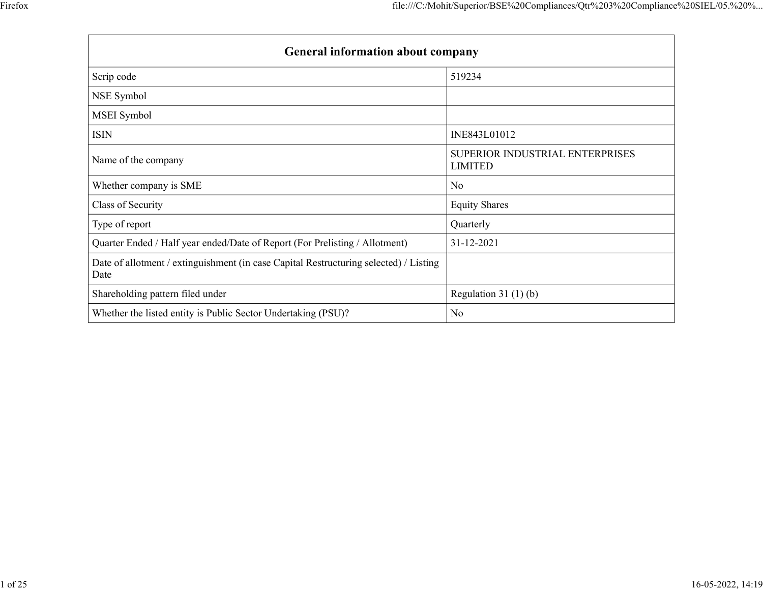| General information about company | |
|---|---|
| Scrip code | 519234 |
| NSE Symbol | |
| MSEI Symbol | |
| ISIN | INE843L01012 |
| Name of the company | SUPERIOR INDUSTRIAL ENTERPRISES LIMITED |
| Whether company is SME | No |
| Class of Security | Equity Shares |
| Type of report | Quarterly |
| Quarter Ended / Half year ended/Date of Report (For Prelisting / Allotment) | 31-12-2021 |
| Date of allotment / extinguishment (in case Capital Restructuring selected) / Listing Date | |
| Shareholding pattern filed under | Regulation 31 (1) (b) |
| Whether the listed entity is Public Sector Undertaking (PSU)? | No |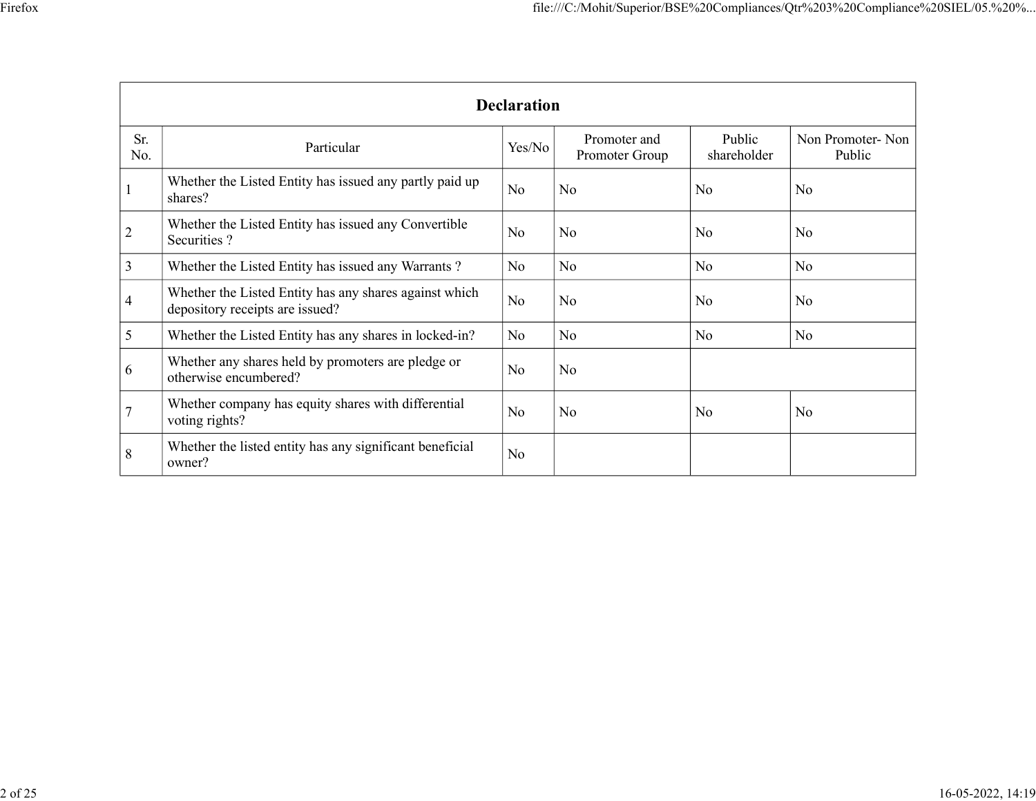| Declaration | | | | | |
|---|---|---|---|---|---|
| Sr. No. | Particular | Yes/No | Promoter and Promoter Group | Public shareholder | Non Promoter- Non Public |
| 1 | Whether the Listed Entity has issued any partly paid up shares? | No | No | No | No |
| 2 | Whether the Listed Entity has issued any Convertible Securities ? | No | No | No | No |
| 3 | Whether the Listed Entity has issued any Warrants ? | No | No | No | No |
| 4 | Whether the Listed Entity has any shares against which depository receipts are issued? | No | No | No | No |
| 5 | Whether the Listed Entity has any shares in locked-in? | No | No | No | No |
| 6 | Whether any shares held by promoters are pledge or otherwise encumbered? | No | No | | |
| 7 | Whether company has equity shares with differential voting rights? | No | No | No | No |
| 8 | Whether the listed entity has any significant beneficial owner? | No | | | |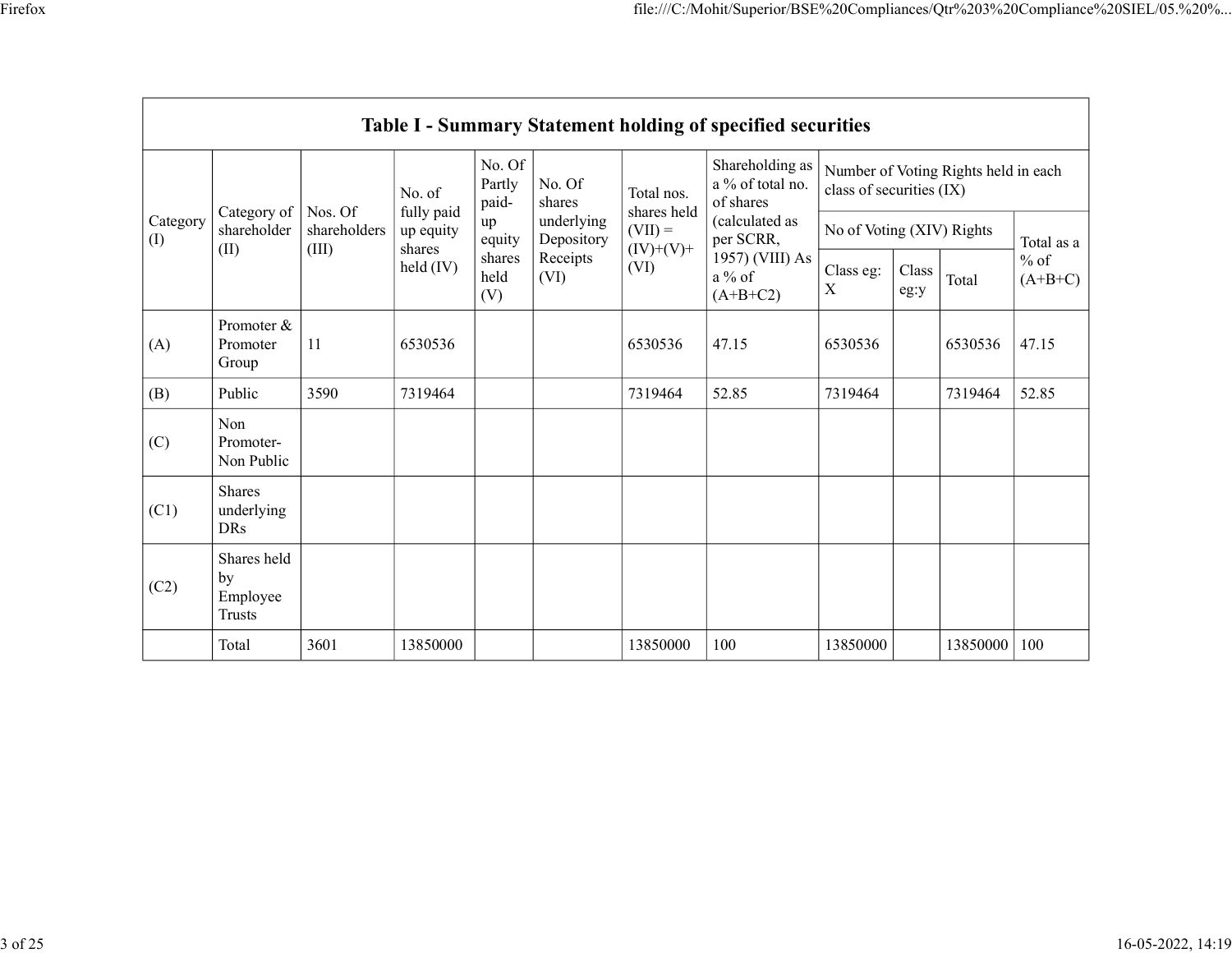## Table I - Summary Statement holding of specified securities

| Category (I) | Category of shareholder (II) | Nos. Of shareholders (III) | No. of fully paid up equity shares held (IV) | No. Of Partly paid-up equity shares held (V) | No. Of shares underlying Depository Receipts (VI) | Total nos. shares held (VII) = (IV)+(V)+ (VI) | Shareholding as a % of total no. of shares (calculated as per SCRR, 1957) (VIII) As a % of (A+B+C2) | Number of Voting Rights held in each class of securities (IX) | | | |
|---|---|---|---|---|---|---|---|---|---|---|---|
| | | | | | | | | No of Voting (XIV) Rights | | | Total as a % of (A+B+C) |
| | | | | | | | | Class eg: X | Class eg:y | Total | |
| (A) | Promoter & Promoter Group | 11 | 6530536 | | | 6530536 | 47.15 | 6530536 | | 6530536 | 47.15 |
| (B) | Public | 3590 | 7319464 | | | 7319464 | 52.85 | 7319464 | | 7319464 | 52.85 |
| (C) | Non Promoter- Non Public | | | | | | | | | | |
| (C1) | Shares underlying DRs | | | | | | | | | | |
| (C2) | Shares held by Employee Trusts | | | | | | | | | | |
| | Total | 3601 | 13850000 | | | 13850000 | 100 | 13850000 | | 13850000 | 100 |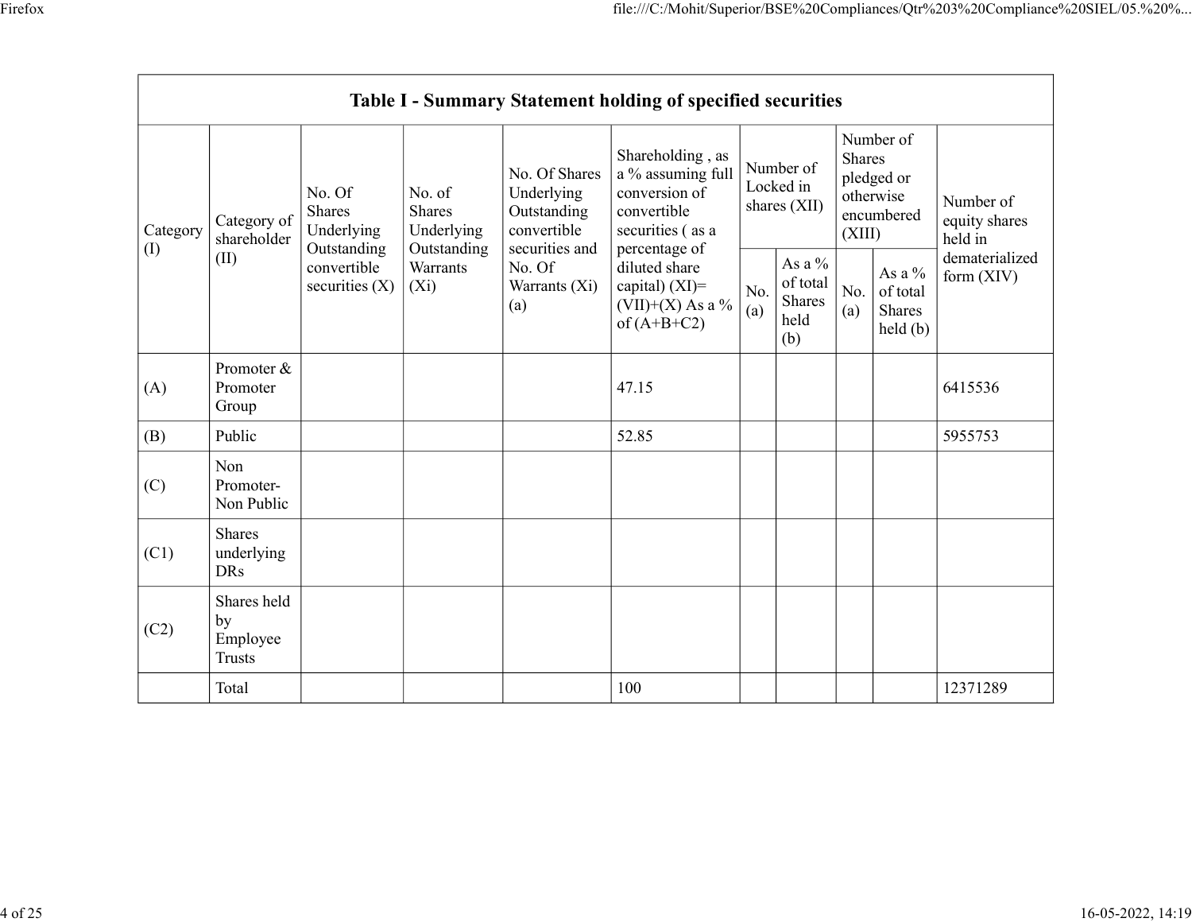| Table I - Summary Statement holding of specified securities | | | | | | | | | | |
|---|---|---|---|---|---|---|---|---|---|---|
| Category (I) | Category of shareholder (II) | No. Of Shares Underlying Outstanding convertible securities (X) | No. of Shares Underlying Outstanding Warrants (Xi) | No. Of Shares Underlying Outstanding convertible securities and No. Of Warrants (Xi) (a) | Shareholding , as a % assuming full conversion of convertible securities ( as a percentage of diluted share capital) (XI)= (VII)+(X) As a % of (A+B+C2) | Number of Locked in shares (XII) | | Number of Shares pledged or otherwise encumbered (XIII) | | Number of equity shares held in dematerialized form (XIV) |
| | | | | | | No. (a) | As a % of total Shares held (b) | No. (a) | As a % of total Shares held (b) | |
| (A) | Promoter & Promoter Group | | | | 47.15 | | | | | 6415536 |
| (B) | Public | | | | 52.85 | | | | | 5955753 |
| (C) | Non Promoter- Non Public | | | | | | | | | |
| (C1) | Shares underlying DRs | | | | | | | | | |
| (C2) | Shares held by Employee Trusts | | | | | | | | | |
| | Total | | | | 100 | | | | | 12371289 |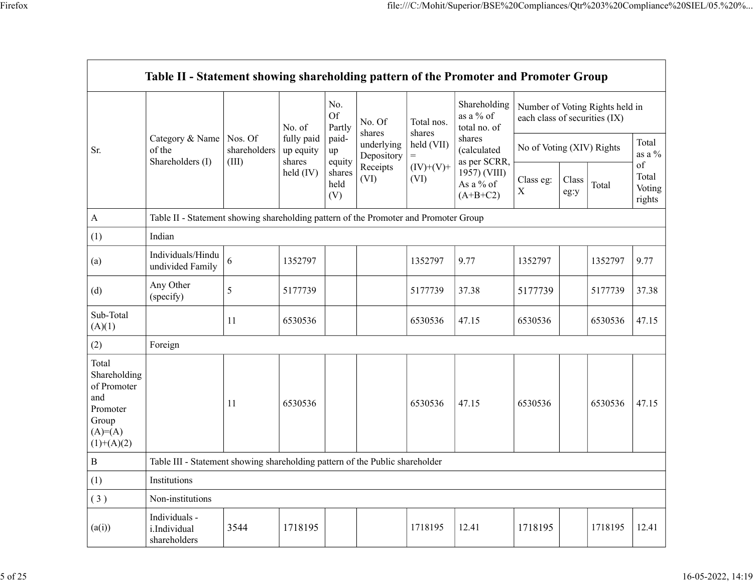| Table II - Statement showing shareholding pattern of the Promoter and Promoter Group | | | | | | | | | | | |
|---|---|---|---|---|---|---|---|---|---|---|---|
| Sr. | Category & Name of the Shareholders (I) | Nos. Of shareholders (III) | No. of fully paid up equity shares held (IV) | No. Of Partly paid-up equity shares held (V) | No. Of shares underlying Depository Receipts (VI) | Total nos. shares held (VII) = (IV)+(V)+ (VI) | Shareholding as a % of total no. of shares (calculated as per SCRR, 1957) (VIII) As a % of (A+B+C2) | Number of Voting Rights held in each class of securities (IX) | | | |
| | | | | | | | | No of Voting (XIV) Rights | | | Total as a % of Total Voting rights |
| | | | | | | | | Class eg: X | Class eg:y | Total | |
| A | Table II - Statement showing shareholding pattern of the Promoter and Promoter Group | | | | | | | | | | |
| (1) | Indian | | | | | | | | | | |
| (a) | Individuals/Hindu undivided Family | 6 | 1352797 | | | 1352797 | 9.77 | 1352797 | | 1352797 | 9.77 |
| (d) | Any Other (specify) | 5 | 5177739 | | | 5177739 | 37.38 | 5177739 | | 5177739 | 37.38 |
| Sub-Total (A)(1) | | 11 | 6530536 | | | 6530536 | 47.15 | 6530536 | | 6530536 | 47.15 |
| (2) | Foreign | | | | | | | | | | |
| Total Shareholding of Promoter and Promoter Group (A)=(A)(1)+(A)(2) | | 11 | 6530536 | | | 6530536 | 47.15 | 6530536 | | 6530536 | 47.15 |
| B | Table III - Statement showing shareholding pattern of the Public shareholder | | | | | | | | | | |
| (1) | Institutions | | | | | | | | | | |
| ( 3 ) | Non-institutions | | | | | | | | | | |
| (a(i)) | Individuals - i.Individual shareholders | 3544 | 1718195 | | | 1718195 | 12.41 | 1718195 | | 1718195 | 12.41 |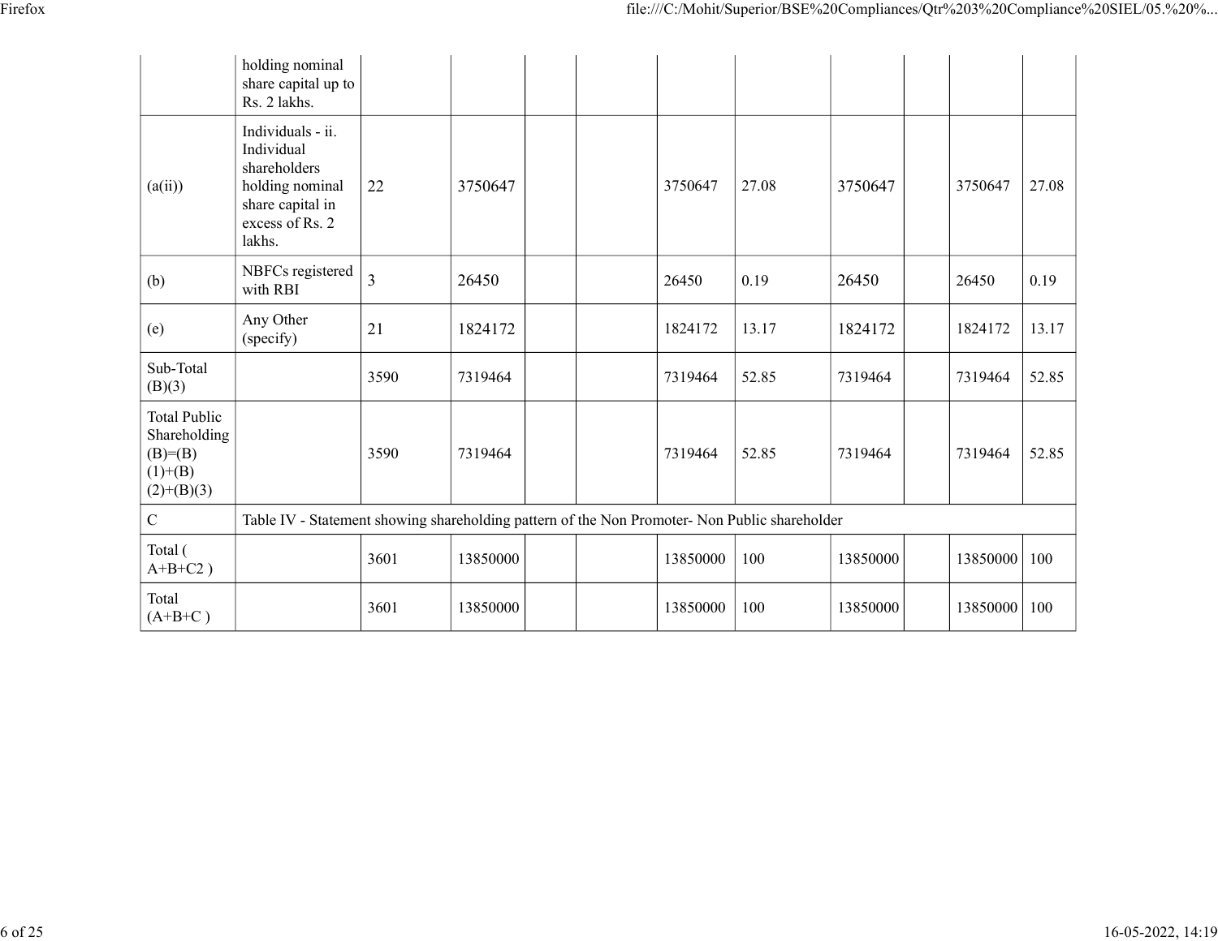| | holding nominal share capital up to Rs. 2 lakhs. | | | | | | | | | | |
|---|---|---|---|---|---|---|---|---|---|---|---|
| (a(ii)) | Individuals - ii. Individual shareholders holding nominal share capital in excess of Rs. 2 lakhs. | 22 | 3750647 | | | 3750647 | 27.08 | 3750647 | | 3750647 | 27.08 |
| (b) | NBFCs registered with RBI | 3 | 26450 | | | 26450 | 0.19 | 26450 | | 26450 | 0.19 |
| (e) | Any Other (specify) | 21 | 1824172 | | | 1824172 | 13.17 | 1824172 | | 1824172 | 13.17 |
| Sub-Total (B)(3) | | 3590 | 7319464 | | | 7319464 | 52.85 | 7319464 | | 7319464 | 52.85 |
| Total Public Shareholding (B)=(B)(1)+(B)(2)+(B)(3) | | 3590 | 7319464 | | | 7319464 | 52.85 | 7319464 | | 7319464 | 52.85 |
| C | Table IV - Statement showing shareholding pattern of the Non Promoter- Non Public shareholder | | | | | | | | | | |
| Total ( A+B+C2 ) | | 3601 | 13850000 | | | 13850000 | 100 | 13850000 | | 13850000 | 100 |
| Total (A+B+C ) | | 3601 | 13850000 | | | 13850000 | 100 | 13850000 | | 13850000 | 100 |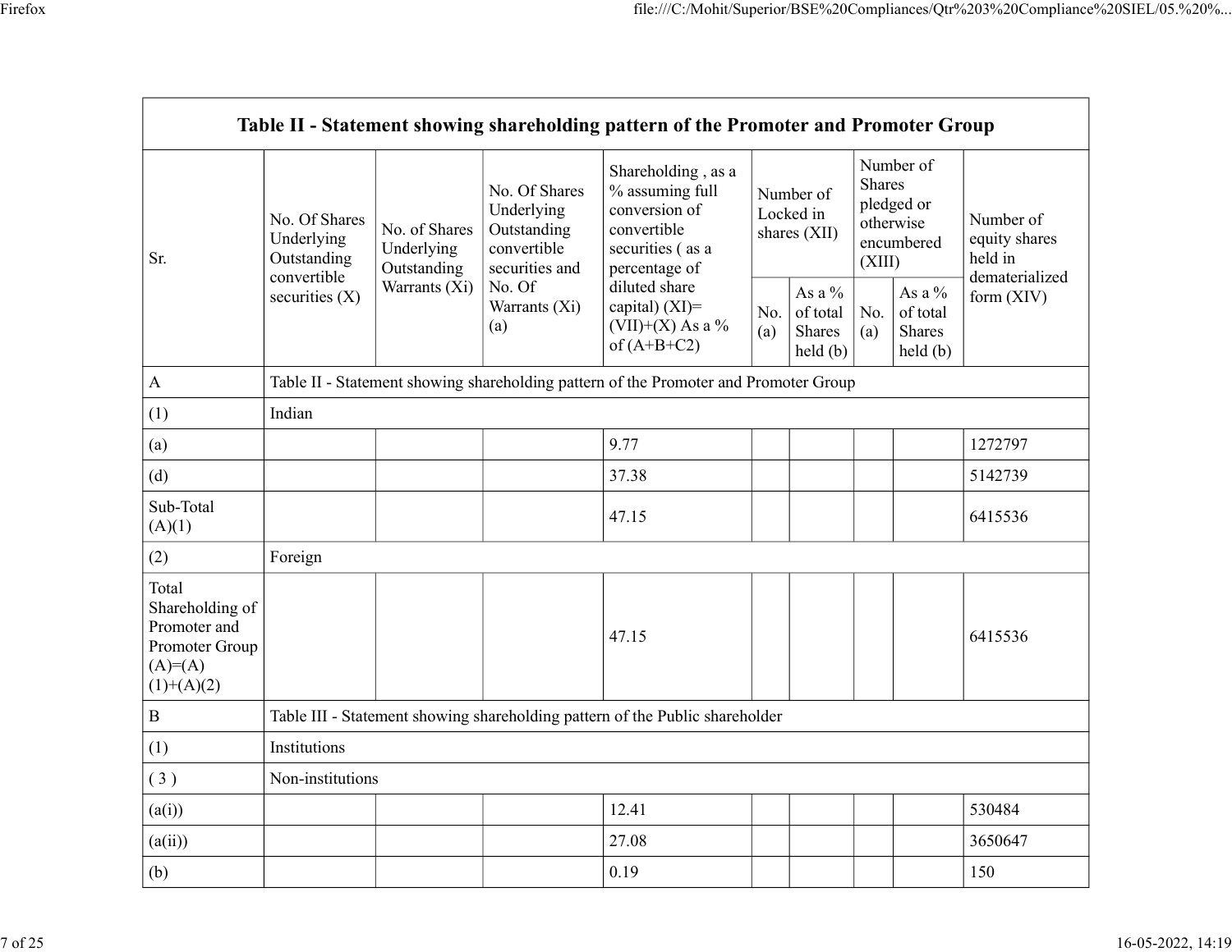| Table II - Statement showing shareholding pattern of the Promoter and Promoter Group | | | | | | | | | |
|---|---|---|---|---|---|---|---|---|---|
| Sr. | No. Of Shares Underlying Outstanding convertible securities (X) | No. of Shares Underlying Outstanding Warrants (Xi) | No. Of Shares Underlying Outstanding convertible securities and No. Of Warrants (Xi) (a) | Shareholding , as a % assuming full conversion of convertible securities ( as a percentage of diluted share capital) (XI)= (VII)+(X) As a % of (A+B+C2) | Number of Locked in shares (XII) | | Number of Shares pledged or otherwise encumbered (XIII) | | Number of equity shares held in dematerialized form (XIV) |
| | | | | | No. (a) | As a % of total Shares held (b) | No. (a) | As a % of total Shares held (b) | |
| A | Table II - Statement showing shareholding pattern of the Promoter and Promoter Group | | | | | | | | |
| (1) | Indian | | | | | | | | |
| (a) | | | | 9.77 | | | | | 1272797 |
| (d) | | | | 37.38 | | | | | 5142739 |
| Sub-Total (A)(1) | | | | 47.15 | | | | | 6415536 |
| (2) | Foreign | | | | | | | | |
| Total Shareholding of Promoter and Promoter Group (A)=(A)(1)+(A)(2) | | | | 47.15 | | | | | 6415536 |
| B | Table III - Statement showing shareholding pattern of the Public shareholder | | | | | | | | |
| (1) | Institutions | | | | | | | | |
| ( 3 ) | Non-institutions | | | | | | | | |
| (a(i)) | | | | 12.41 | | | | | 530484 |
| (a(ii)) | | | | 27.08 | | | | | 3650647 |
| (b) | | | | 0.19 | | | | | 150 |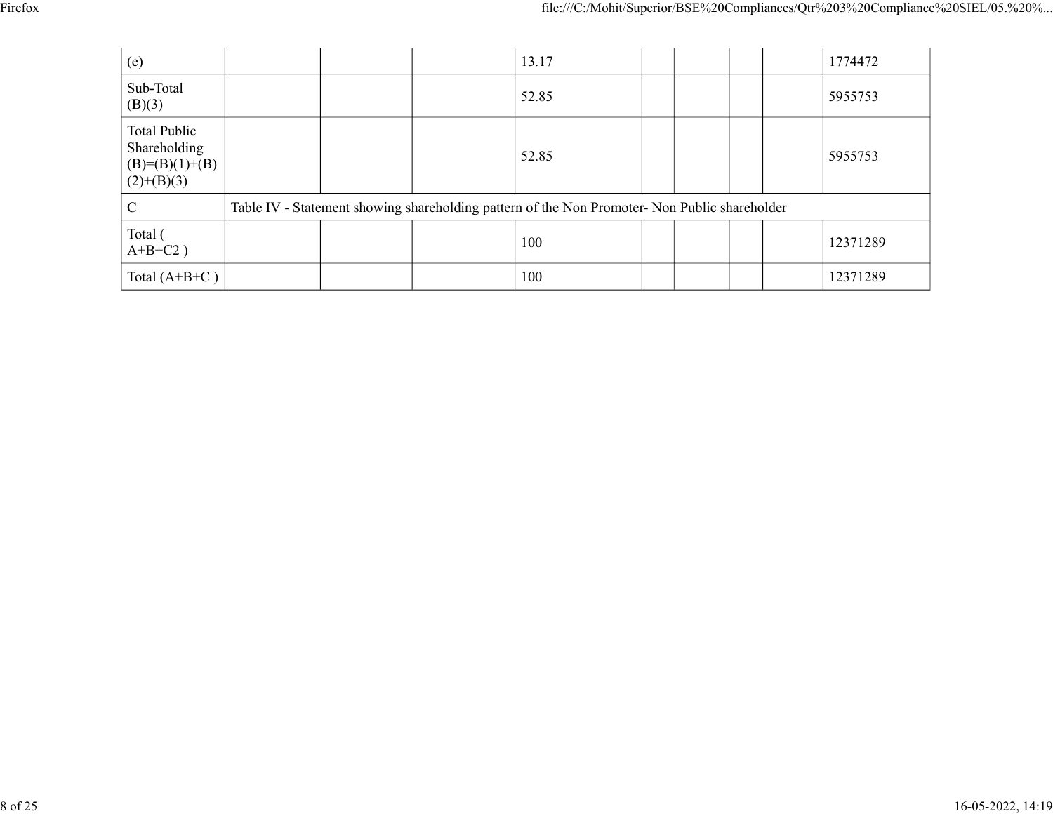| (e) | | | 13.17 | | | | | 1774472 |
|---|---|---|---|---|---|---|---|---|
| Sub-Total (B)(3) | | | 52.85 | | | | | 5955753 |
| Total Public Shareholding (B)=(B)(1)+(B)(2)+(B)(3) | | | 52.85 | | | | | 5955753 |
| C | Table IV - Statement showing shareholding pattern of the Non Promoter- Non Public shareholder | | | | | | | |
| Total ( A+B+C2 ) | | | 100 | | | | | 12371289 |
| Total (A+B+C ) | | | 100 | | | | | 12371289 |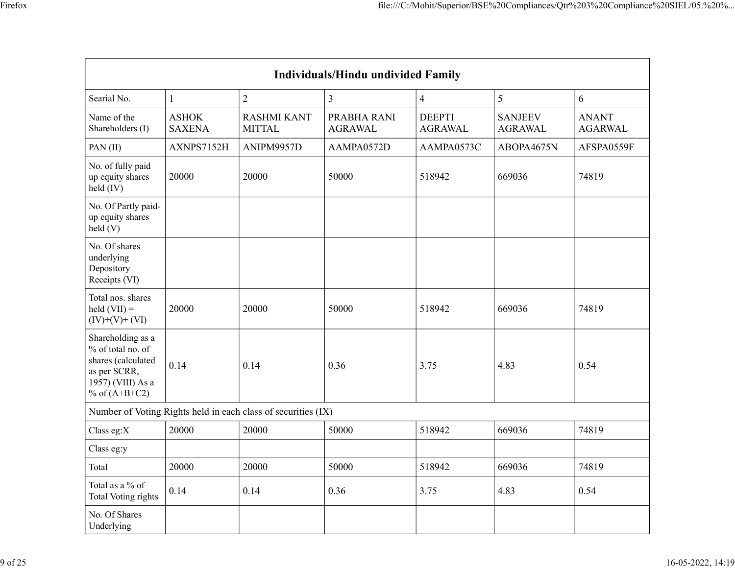| Individuals/Hindu undivided Family | | | | | | |
|---|---|---|---|---|---|---|
| Searial No. | 1 | 2 | 3 | 4 | 5 | 6 |
| Name of the Shareholders (I) | ASHOK SAXENA | RASHMI KANT MITTAL | PRABHA RANI AGRAWAL | DEEPTI AGRAWAL | SANJEEV AGRAWAL | ANANT AGARWAL |
| PAN (II) | AXNPS7152H | ANIPM9957D | AAMPA0572D | AAMPA0573C | ABOPA4675N | AFSPA0559F |
| No. of fully paid up equity shares held (IV) | 20000 | 20000 | 50000 | 518942 | 669036 | 74819 |
| No. Of Partly paid-up equity shares held (V) | | | | | | |
| No. Of shares underlying Depository Receipts (VI) | | | | | | |
| Total nos. shares held (VII) = (IV)+(V)+ (VI) | 20000 | 20000 | 50000 | 518942 | 669036 | 74819 |
| Shareholding as a % of total no. of shares (calculated as per SCRR, 1957) (VIII) As a % of (A+B+C2) | 0.14 | 0.14 | 0.36 | 3.75 | 4.83 | 0.54 |
| Number of Voting Rights held in each class of securities (IX) | | | | | | |
| Class eg:X | 20000 | 20000 | 50000 | 518942 | 669036 | 74819 |
| Class eg:y | | | | | | |
| Total | 20000 | 20000 | 50000 | 518942 | 669036 | 74819 |
| Total as a % of Total Voting rights | 0.14 | 0.14 | 0.36 | 3.75 | 4.83 | 0.54 |
| No. Of Shares Underlying | | | | | | |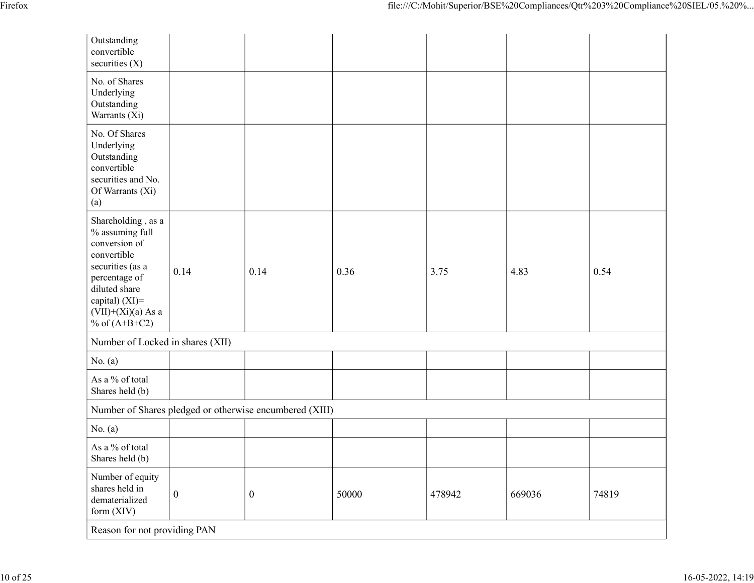| | | | | | | |
|---|---|---|---|---|---|---|
| Outstanding convertible securities (X) | | | | | | |
| No. of Shares Underlying Outstanding Warrants (Xi) | | | | | | |
| No. Of Shares Underlying Outstanding convertible securities and No. Of Warrants (Xi) (a) | | | | | | |
| Shareholding , as a % assuming full conversion of convertible securities (as a percentage of diluted share capital) (XI)= (VII)+(Xi)(a) As a % of (A+B+C2) | 0.14 | 0.14 | 0.36 | 3.75 | 4.83 | 0.54 |
| Number of Locked in shares (XII) | | | | | | |
| No. (a) | | | | | | |
| As a % of total Shares held (b) | | | | | | |
| Number of Shares pledged or otherwise encumbered (XIII) | | | | | | |
| No. (a) | | | | | | |
| As a % of total Shares held (b) | | | | | | |
| Number of equity shares held in dematerialized form (XIV) | 0 | 0 | 50000 | 478942 | 669036 | 74819 |
| Reason for not providing PAN | | | | | | |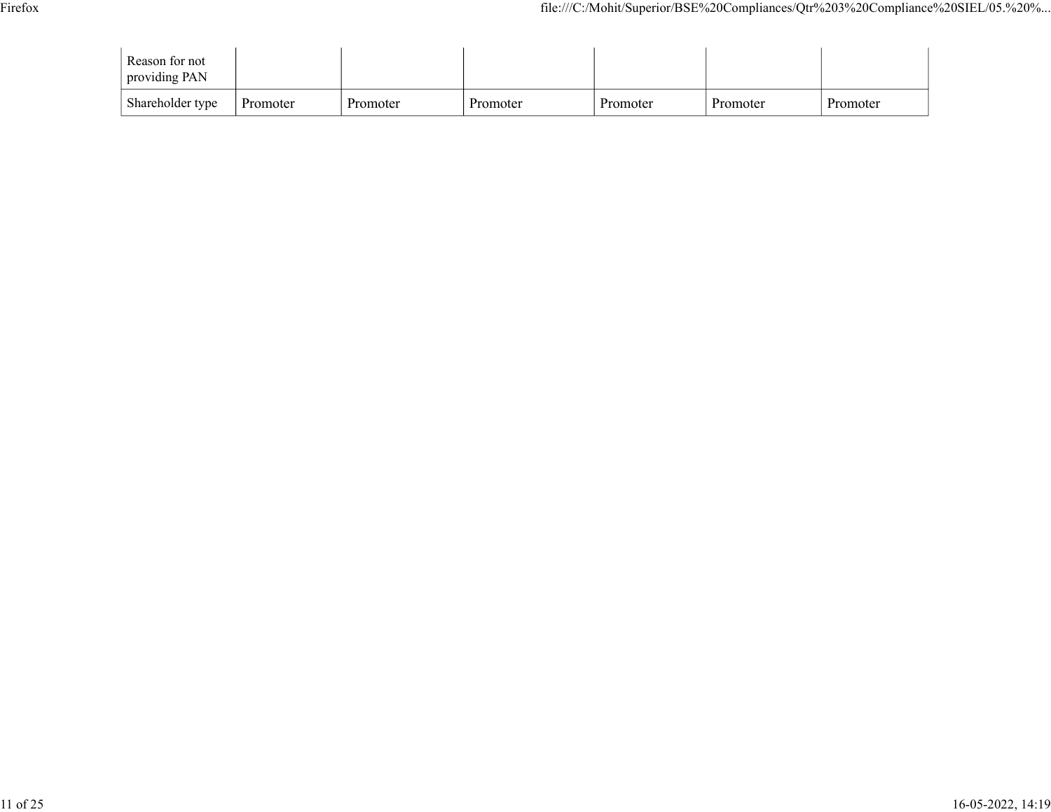| Reason for not providing PAN | | | | | | |
|---|---|---|---|---|---|---|
| Shareholder type | Promoter | Promoter | Promoter | Promoter | Promoter | Promoter |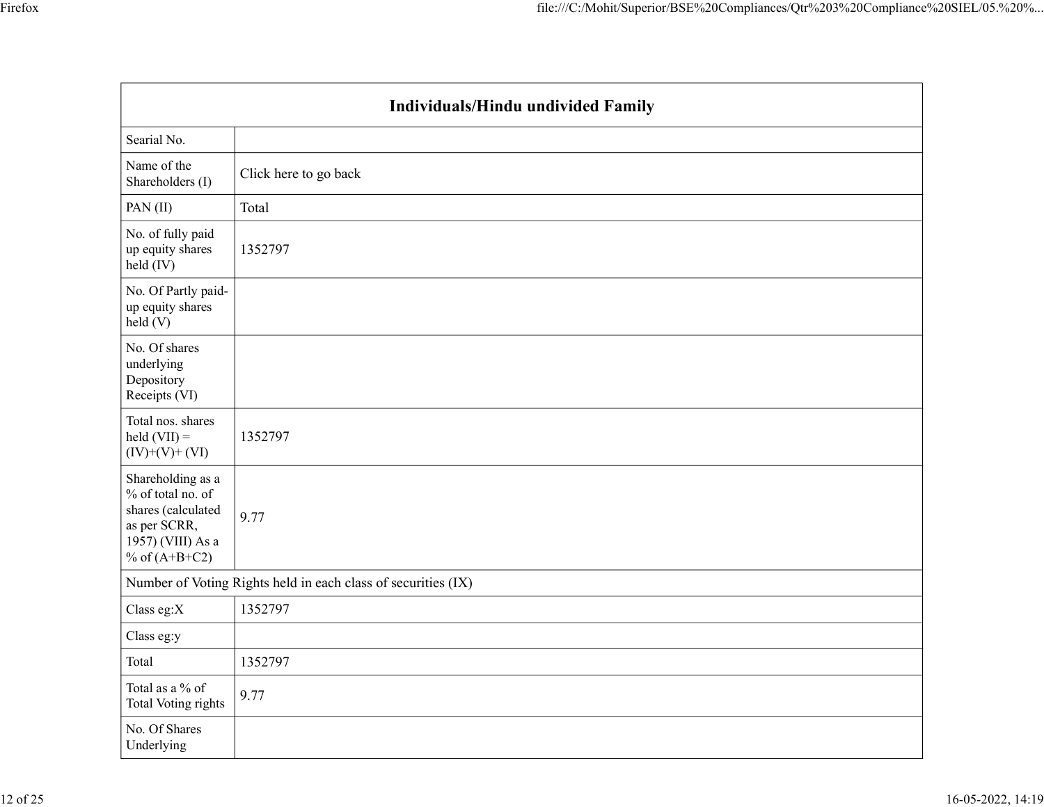| Individuals/Hindu undivided Family | |
|---|---|
| Searial No. | |
| Name of the Shareholders (I) | Click here to go back |
| PAN (II) | Total |
| No. of fully paid up equity shares held (IV) | 1352797 |
| No. Of Partly paid-up equity shares held (V) | |
| No. Of shares underlying Depository Receipts (VI) | |
| Total nos. shares held (VII) = (IV)+(V)+ (VI) | 1352797 |
| Shareholding as a % of total no. of shares (calculated as per SCRR, 1957) (VIII) As a % of (A+B+C2) | 9.77 |
| Number of Voting Rights held in each class of securities (IX) | |
| Class eg:X | 1352797 |
| Class eg:y | |
| Total | 1352797 |
| Total as a % of Total Voting rights | 9.77 |
| No. Of Shares Underlying | |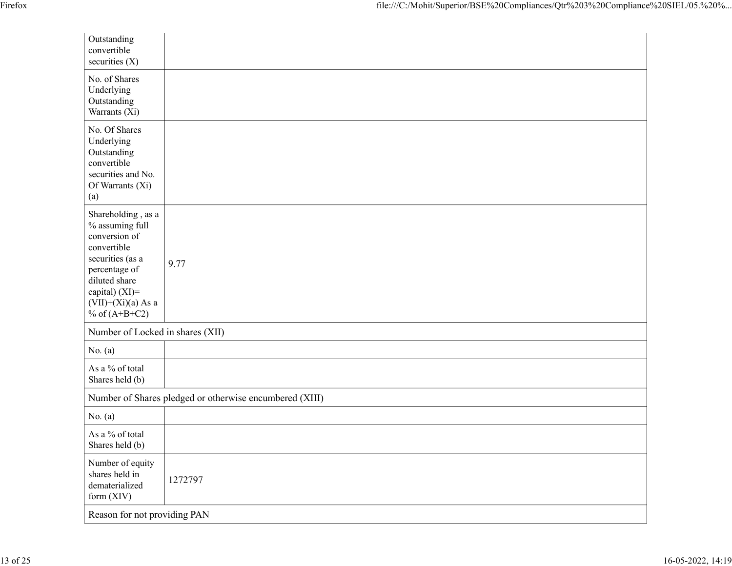| | |
|---|---|
| Outstanding convertible securities (X) | |
| No. of Shares Underlying Outstanding Warrants (Xi) | |
| No. Of Shares Underlying Outstanding convertible securities and No. Of Warrants (Xi) (a) | |
| Shareholding , as a % assuming full conversion of convertible securities (as a percentage of diluted share capital) (XI)= (VII)+(Xi)(a) As a % of (A+B+C2) | 9.77 |
| Number of Locked in shares (XII) | |
| No. (a) | |
| As a % of total Shares held (b) | |
| Number of Shares pledged or otherwise encumbered (XIII) | |
| No. (a) | |
| As a % of total Shares held (b) | |
| Number of equity shares held in dematerialized form (XIV) | 1272797 |
| Reason for not providing PAN | |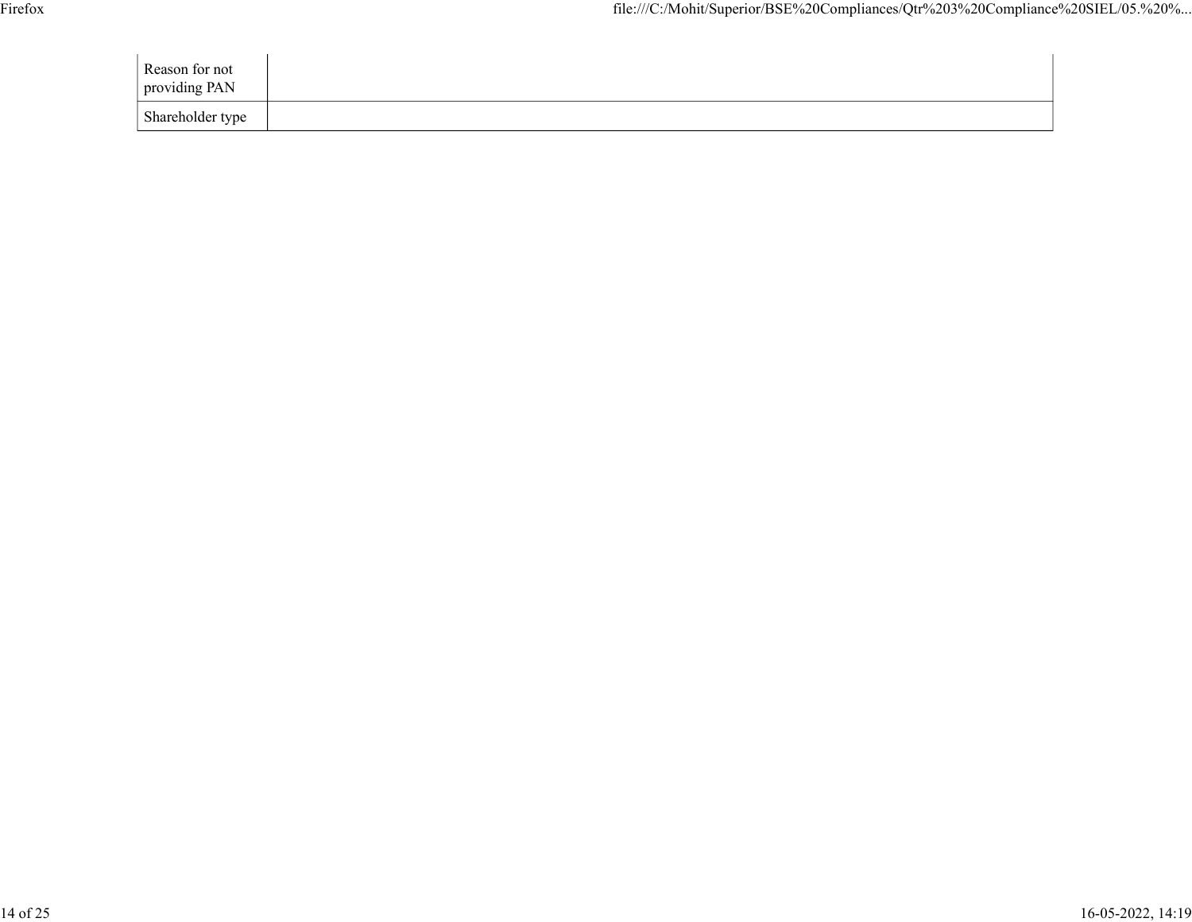| | |
|---|---|
| Reason for not providing PAN | |
| Shareholder type | |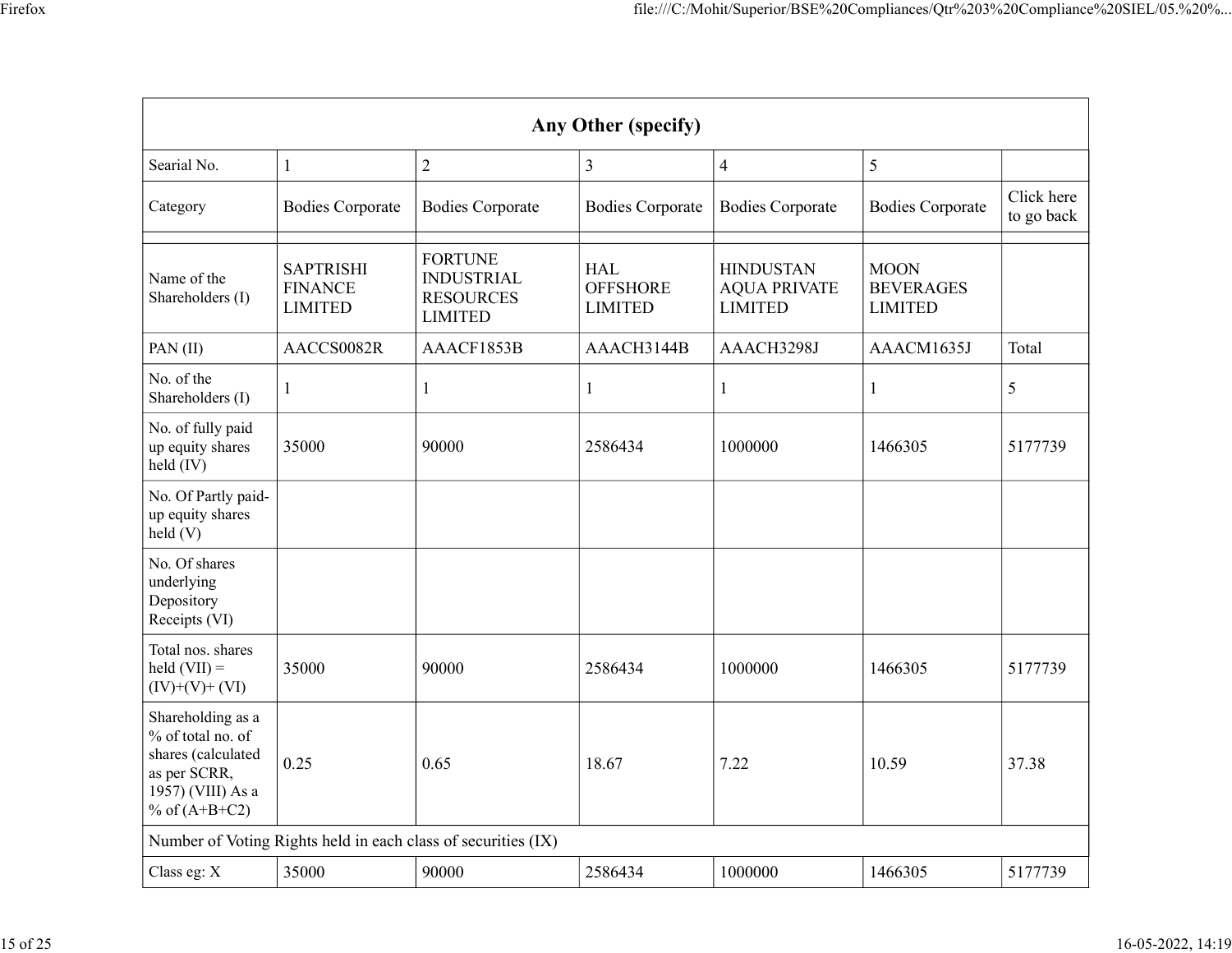| Any Other (specify) | | | | | | |
|---|---|---|---|---|---|---|
| Searial No. | 1 | 2 | 3 | 4 | 5 | |
| Category | Bodies Corporate | Bodies Corporate | Bodies Corporate | Bodies Corporate | Bodies Corporate | Click here to go back |
| | | | | | | |
| Name of the Shareholders (I) | SAPTRISHI FINANCE LIMITED | FORTUNE INDUSTRIAL RESOURCES LIMITED | HAL OFFSHORE LIMITED | HINDUSTAN AQUA PRIVATE LIMITED | MOON BEVERAGES LIMITED | |
| PAN (II) | AACCS0082R | AAACF1853B | AAACH3144B | AAACH3298J | AAACM1635J | Total |
| No. of the Shareholders (I) | 1 | 1 | 1 | 1 | 1 | 5 |
| No. of fully paid up equity shares held (IV) | 35000 | 90000 | 2586434 | 1000000 | 1466305 | 5177739 |
| No. Of Partly paid-up equity shares held (V) | | | | | | |
| No. Of shares underlying Depository Receipts (VI) | | | | | | |
| Total nos. shares held (VII) = (IV)+(V)+ (VI) | 35000 | 90000 | 2586434 | 1000000 | 1466305 | 5177739 |
| Shareholding as a % of total no. of shares (calculated as per SCRR, 1957) (VIII) As a % of (A+B+C2) | 0.25 | 0.65 | 18.67 | 7.22 | 10.59 | 37.38 |
| Number of Voting Rights held in each class of securities (IX) | | | | | | |
| Class eg: X | 35000 | 90000 | 2586434 | 1000000 | 1466305 | 5177739 |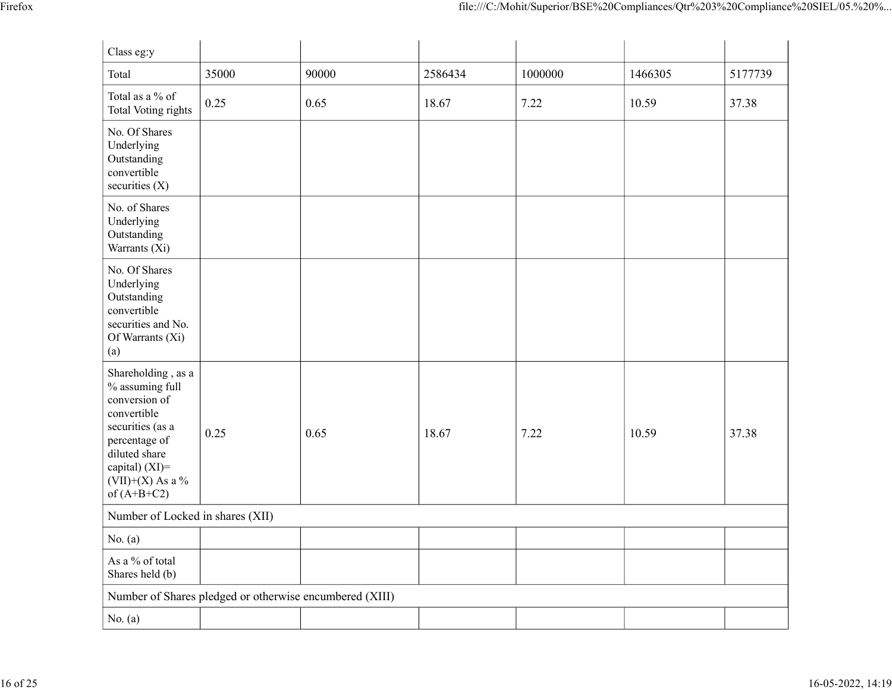| Class eg:y | | | | | | |
|---|---|---|---|---|---|---|
| Total | 35000 | 90000 | 2586434 | 1000000 | 1466305 | 5177739 |
| Total as a % of Total Voting rights | 0.25 | 0.65 | 18.67 | 7.22 | 10.59 | 37.38 |
| No. Of Shares Underlying Outstanding convertible securities (X) | | | | | | |
| No. of Shares Underlying Outstanding Warrants (Xi) | | | | | | |
| No. Of Shares Underlying Outstanding convertible securities and No. Of Warrants (Xi) (a) | | | | | | |
| Shareholding , as a % assuming full conversion of convertible securities (as a percentage of diluted share capital) (XI)= (VII)+(X) As a % of (A+B+C2) | 0.25 | 0.65 | 18.67 | 7.22 | 10.59 | 37.38 |
| Number of Locked in shares (XII) | | | | | | |
| No. (a) | | | | | | |
| As a % of total Shares held (b) | | | | | | |
| Number of Shares pledged or otherwise encumbered (XIII) | | | | | | |
| No. (a) | | | | | | |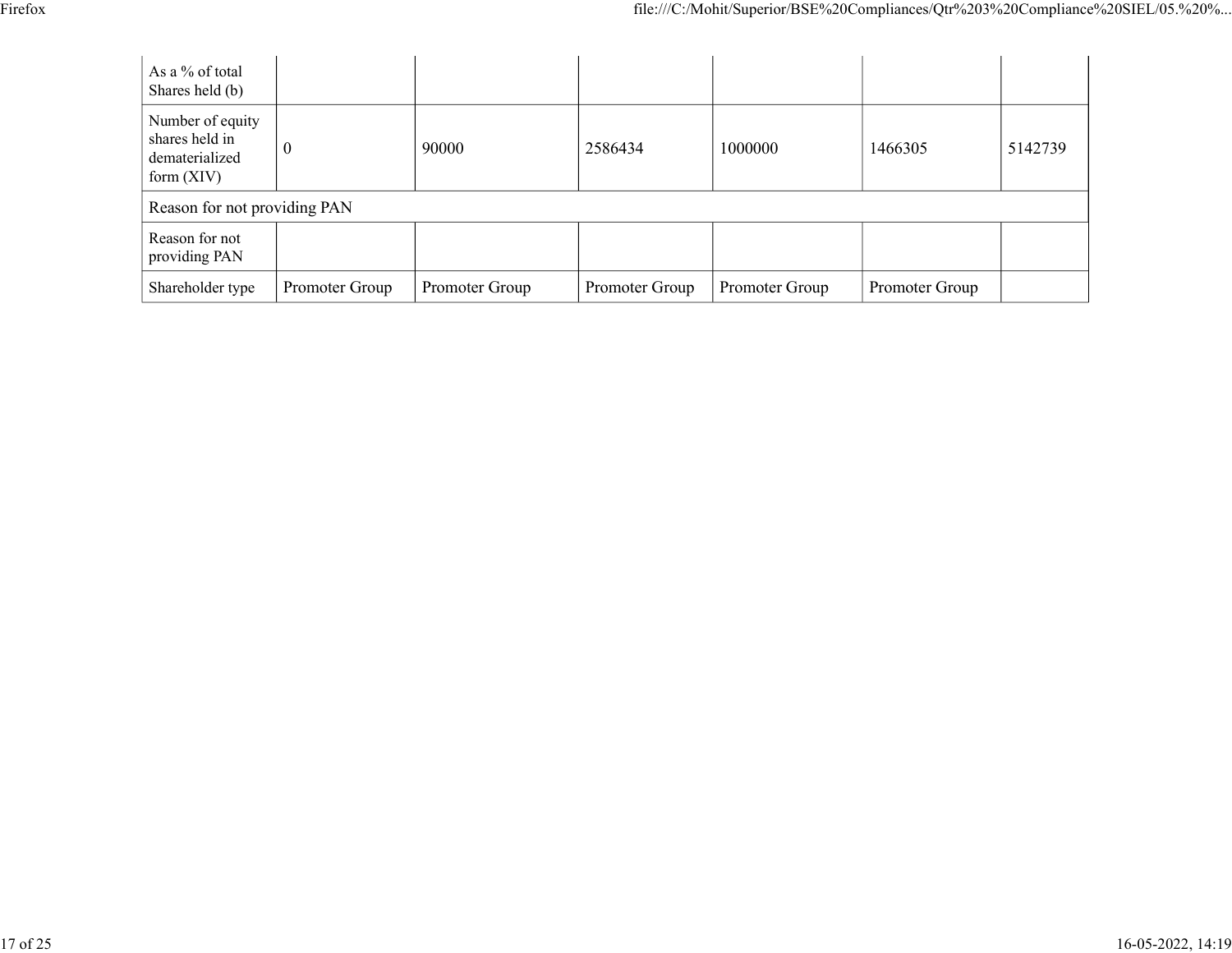| | | | | | | |
|---|---|---|---|---|---|---|
| As a % of total Shares held (b) | | | | | | |
| Number of equity shares held in dematerialized form (XIV) | 0 | 90000 | 2586434 | 1000000 | 1466305 | 5142739 |
| Reason for not providing PAN | | | | | | |
| Reason for not providing PAN | | | | | | |
| Shareholder type | Promoter Group | Promoter Group | Promoter Group | Promoter Group | Promoter Group | |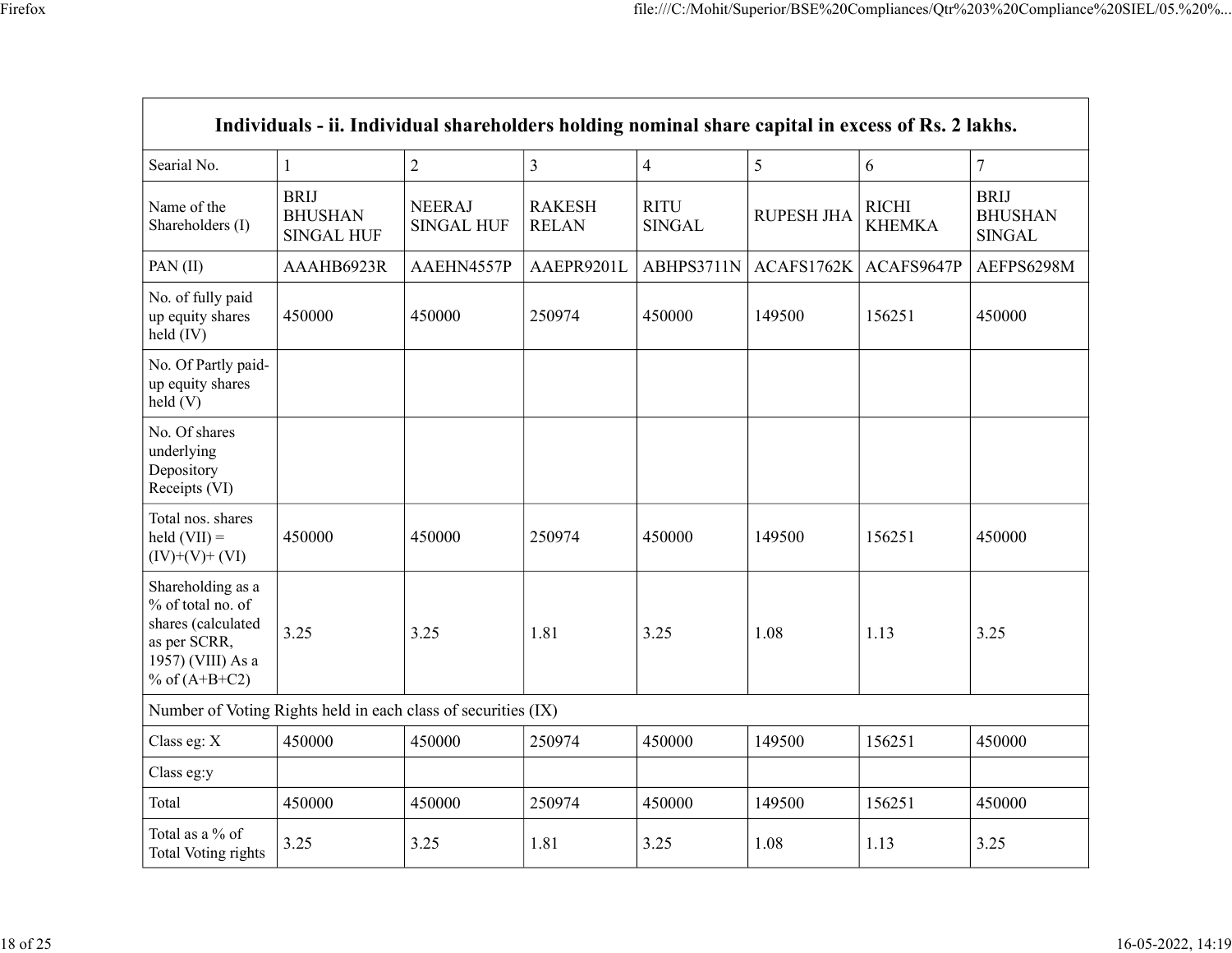| Individuals - ii. Individual shareholders holding nominal share capital in excess of Rs. 2 lakhs. | | | | | | | |
|---|---|---|---|---|---|---|---|
| Searial No. | 1 | 2 | 3 | 4 | 5 | 6 | 7 |
| Name of the Shareholders (I) | BRIJ BHUSHAN SINGAL HUF | NEERAJ SINGAL HUF | RAKESH RELAN | RITU SINGAL | RUPESH JHA | RICHI KHEMKA | BRIJ BHUSHAN SINGAL |
| PAN (II) | AAAHB6923R | AAEHN4557P | AAEPR9201L | ABHPS3711N | ACAFS1762K | ACAFS9647P | AEFPS6298M |
| No. of fully paid up equity shares held (IV) | 450000 | 450000 | 250974 | 450000 | 149500 | 156251 | 450000 |
| No. Of Partly paid-up equity shares held (V) | | | | | | | |
| No. Of shares underlying Depository Receipts (VI) | | | | | | | |
| Total nos. shares held (VII) = (IV)+(V)+ (VI) | 450000 | 450000 | 250974 | 450000 | 149500 | 156251 | 450000 |
| Shareholding as a % of total no. of shares (calculated as per SCRR, 1957) (VIII) As a % of (A+B+C2) | 3.25 | 3.25 | 1.81 | 3.25 | 1.08 | 1.13 | 3.25 |
| Number of Voting Rights held in each class of securities (IX) | | | | | | | |
| Class eg: X | 450000 | 450000 | 250974 | 450000 | 149500 | 156251 | 450000 |
| Class eg:y | | | | | | | |
| Total | 450000 | 450000 | 250974 | 450000 | 149500 | 156251 | 450000 |
| Total as a % of Total Voting rights | 3.25 | 3.25 | 1.81 | 3.25 | 1.08 | 1.13 | 3.25 |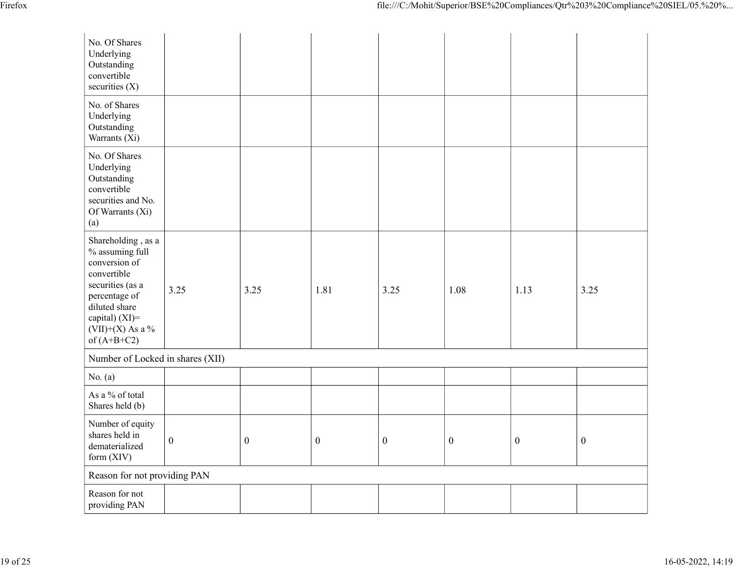| No. Of Shares Underlying Outstanding convertible securities (X) | | | | | | | |
|---|---|---|---|---|---|---|---|
| No. of Shares Underlying Outstanding Warrants (Xi) | | | | | | | |
| No. Of Shares Underlying Outstanding convertible securities and No. Of Warrants (Xi) (a) | | | | | | | |
| Shareholding , as a % assuming full conversion of convertible securities (as a percentage of diluted share capital) (XI)= (VII)+(X) As a % of (A+B+C2) | 3.25 | 3.25 | 1.81 | 3.25 | 1.08 | 1.13 | 3.25 |
| Number of Locked in shares (XII) | | | | | | | |
| No. (a) | | | | | | | |
| As a % of total Shares held (b) | | | | | | | |
| Number of equity shares held in dematerialized form (XIV) | 0 | 0 | 0 | 0 | 0 | 0 | 0 |
| Reason for not providing PAN | | | | | | | |
| Reason for not providing PAN | | | | | | | |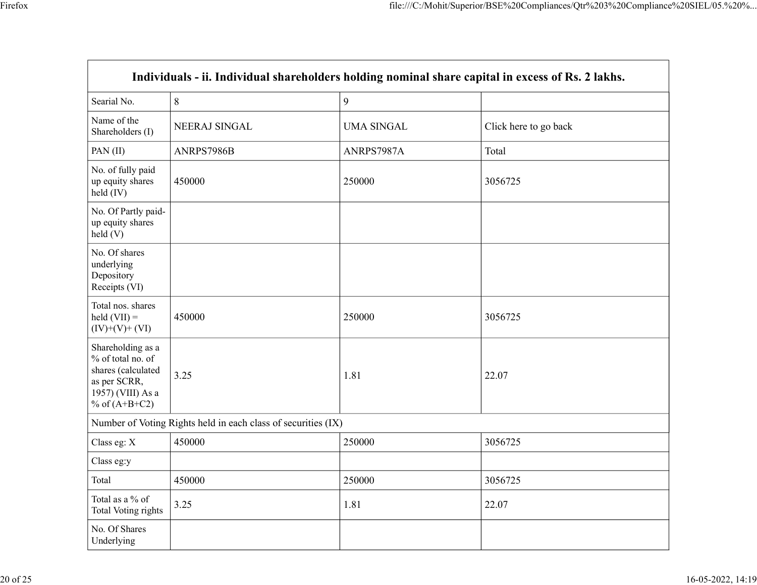| Individuals - ii. Individual shareholders holding nominal share capital in excess of Rs. 2 lakhs. | | | |
|---|---|---|---|
| Searial No. | 8 | 9 | |
| Name of the Shareholders (I) | NEERAJ SINGAL | UMA SINGAL | Click here to go back |
| PAN (II) | ANRPS7986B | ANRPS7987A | Total |
| No. of fully paid up equity shares held (IV) | 450000 | 250000 | 3056725 |
| No. Of Partly paid-up equity shares held (V) | | | |
| No. Of shares underlying Depository Receipts (VI) | | | |
| Total nos. shares held (VII) = (IV)+(V)+ (VI) | 450000 | 250000 | 3056725 |
| Shareholding as a % of total no. of shares (calculated as per SCRR, 1957) (VIII) As a % of (A+B+C2) | 3.25 | 1.81 | 22.07 |
| Number of Voting Rights held in each class of securities (IX) | | | |
| Class eg: X | 450000 | 250000 | 3056725 |
| Class eg:y | | | |
| Total | 450000 | 250000 | 3056725 |
| Total as a % of Total Voting rights | 3.25 | 1.81 | 22.07 |
| No. Of Shares Underlying | | | |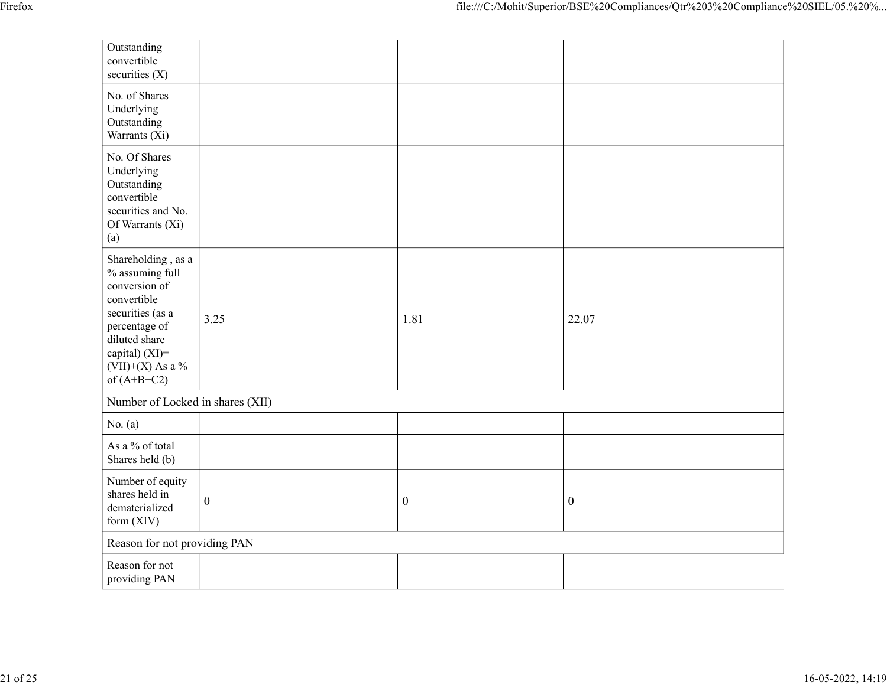| | | | |
|---|---|---|---|
| Outstanding convertible securities (X) | | | |
| No. of Shares Underlying Outstanding Warrants (Xi) | | | |
| No. Of Shares Underlying Outstanding convertible securities and No. Of Warrants (Xi) (a) | | | |
| Shareholding , as a % assuming full conversion of convertible securities (as a percentage of diluted share capital) (XI)= (VII)+(X) As a % of (A+B+C2) | 3.25 | 1.81 | 22.07 |
| Number of Locked in shares (XII) | | | |
| No. (a) | | | |
| As a % of total Shares held (b) | | | |
| Number of equity shares held in dematerialized form (XIV) | 0 | 0 | 0 |
| Reason for not providing PAN | | | |
| Reason for not providing PAN | | | |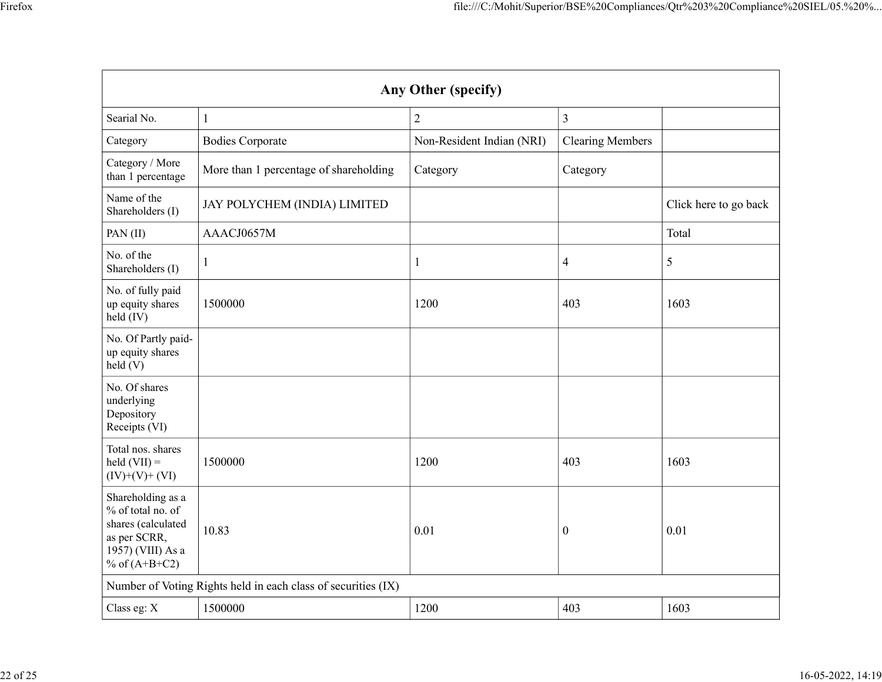| Any Other (specify) | | | | |
|---|---|---|---|---|
| Searial No. | 1 | 2 | 3 | |
| Category | Bodies Corporate | Non-Resident Indian (NRI) | Clearing Members | |
| Category / More than 1 percentage | More than 1 percentage of shareholding | Category | Category | |
| Name of the Shareholders (I) | JAY POLYCHEM (INDIA) LIMITED | | | Click here to go back |
| PAN (II) | AAACJ0657M | | | Total |
| No. of the Shareholders (I) | 1 | 1 | 4 | 5 |
| No. of fully paid up equity shares held (IV) | 1500000 | 1200 | 403 | 1603 |
| No. Of Partly paid-up equity shares held (V) | | | | |
| No. Of shares underlying Depository Receipts (VI) | | | | |
| Total nos. shares held (VII) = (IV)+(V)+ (VI) | 1500000 | 1200 | 403 | 1603 |
| Shareholding as a % of total no. of shares (calculated as per SCRR, 1957) (VIII) As a % of (A+B+C2) | 10.83 | 0.01 | 0 | 0.01 |
| Number of Voting Rights held in each class of securities (IX) | | | | |
| Class eg: X | 1500000 | 1200 | 403 | 1603 |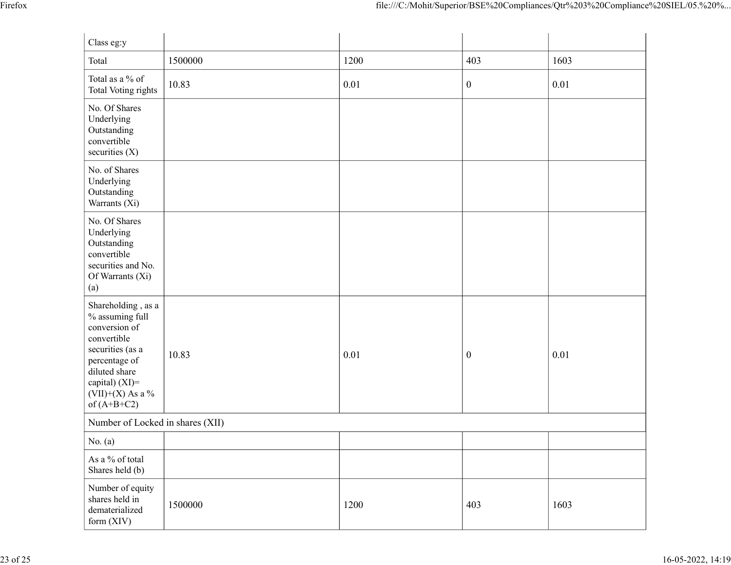| Class eg:y | | | | |
|---|---|---|---|---|
| Total | 1500000 | 1200 | 403 | 1603 |
| Total as a % of Total Voting rights | 10.83 | 0.01 | 0 | 0.01 |
| No. Of Shares Underlying Outstanding convertible securities (X) | | | | |
| No. of Shares Underlying Outstanding Warrants (Xi) | | | | |
| No. Of Shares Underlying Outstanding convertible securities and No. Of Warrants (Xi) (a) | | | | |
| Shareholding , as a % assuming full conversion of convertible securities (as a percentage of diluted share capital) (XI)= (VII)+(X) As a % of (A+B+C2) | 10.83 | 0.01 | 0 | 0.01 |
| Number of Locked in shares (XII) | | | | |
| No. (a) | | | | |
| As a % of total Shares held (b) | | | | |
| Number of equity shares held in dematerialized form (XIV) | 1500000 | 1200 | 403 | 1603 |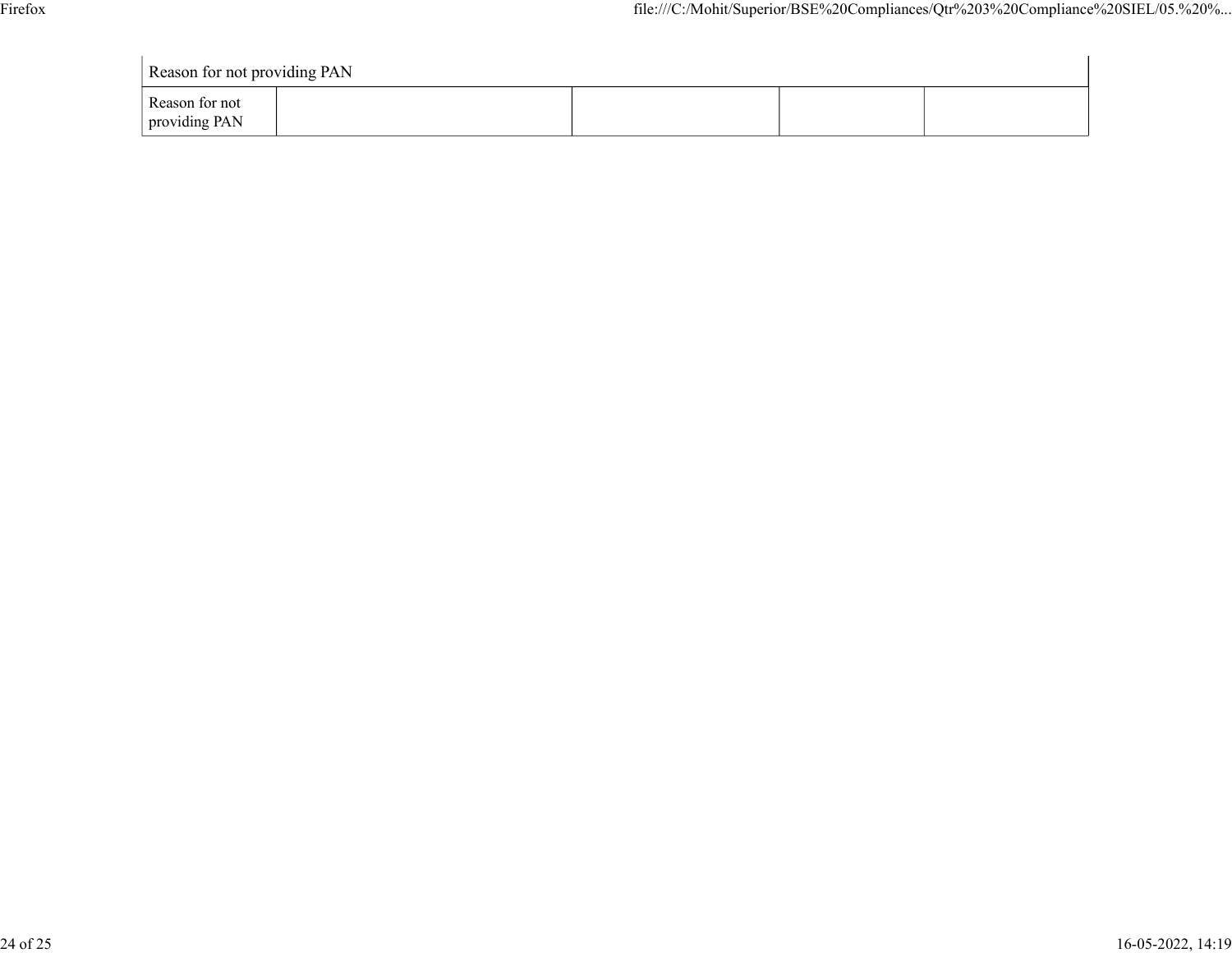| Reason for not providing PAN | | | | |
|---|---|---|---|---|
| Reason for not providing PAN | | | | |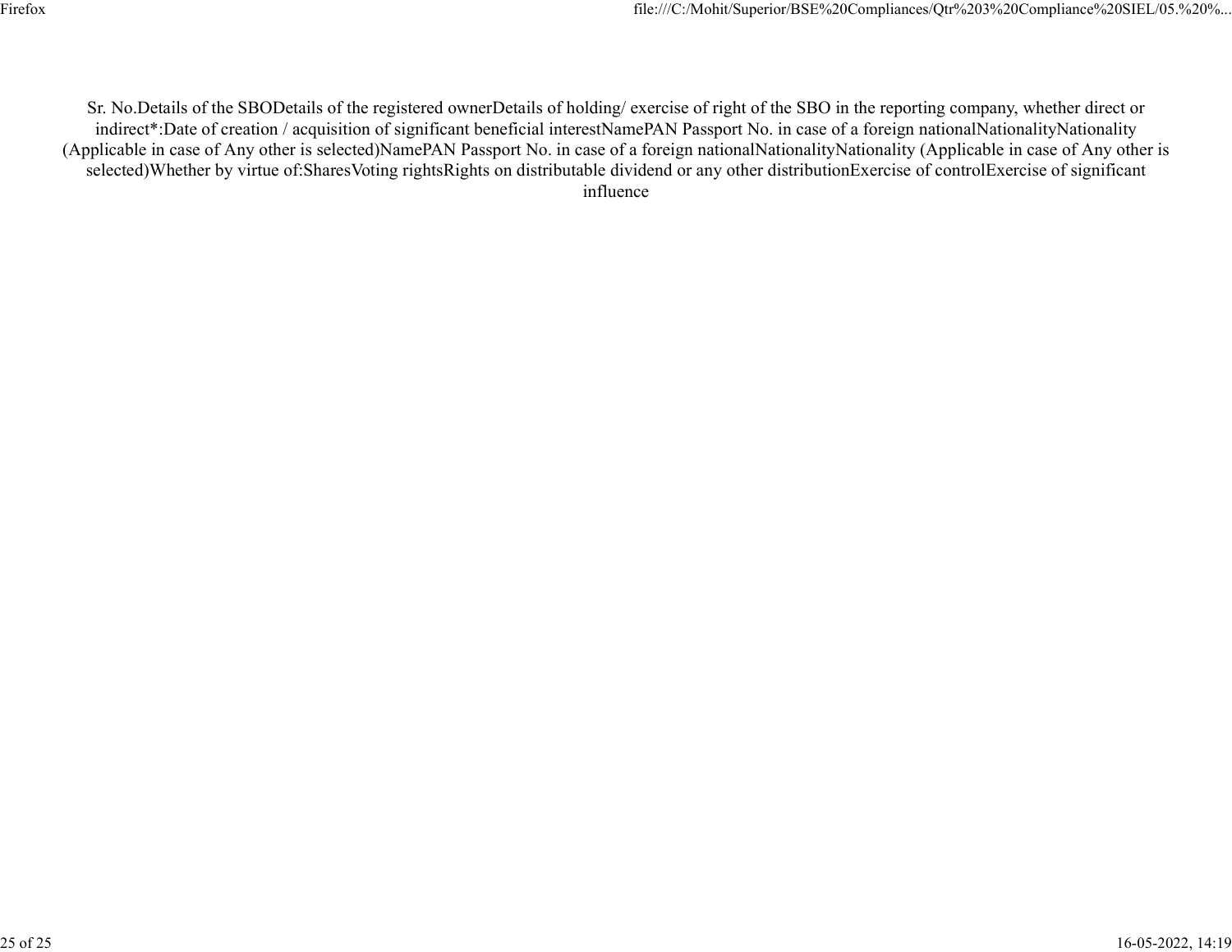Sr. No.Details of the SBODetails of the registered ownerDetails of holding/ exercise of right of the SBO in the reporting company, whether direct or indirect*:Date of creation / acquisition of significant beneficial interestNamePAN Passport No. in case of a foreign nationalNationalityNationality (Applicable in case of Any other is selected)NamePAN Passport No. in case of a foreign nationalNationalityNationality (Applicable in case of Any other is selected)Whether by virtue of:SharesVoting rightsRights on distributable dividend or any other distributionExercise of controlExercise of significant influence